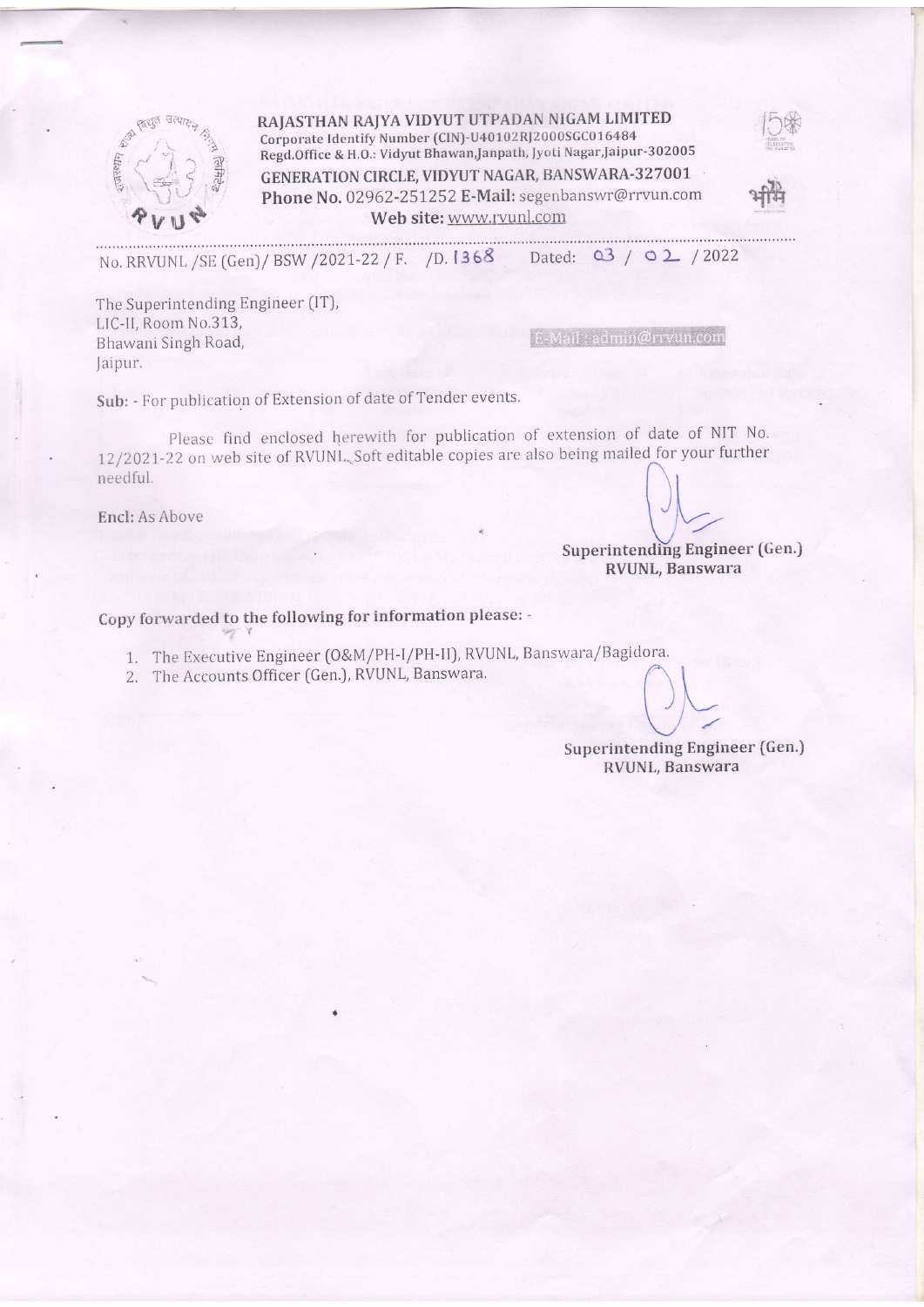**RAJASTHAN RAJYA VIDYUT UTPADAN NIGAM LIMITED**
Corporate Identify Number (CIN)-U40102RJ2000SGC016484
Regd.Office & H.O.: Vidyut Bhawan,Janpath, Jyoti Nagar,Jaipur-302005
**GENERATION CIRCLE, VIDYUT NAGAR, BANSWARA-327001**
**Phone No.** 02962-251252 **E-Mail:** segenbanswr@rrvun.com
Web site: www.rvunl.com

No. RRVUNL /SE (Gen)/ BSW /2021-22 / F. /D. 1368 Dated: 03 / 02 / 2022

The Superintending Engineer (IT),
LIC-II, Room No.313,
Bhawani Singh Road,
Jaipur.

E-Mail : admin@rrvun.com

**Sub:** - For publication of Extension of date of Tender events.

Please find enclosed herewith for publication of extension of date of NIT No. 12/2021-22 on web site of RVUNL. Soft editable copies are also being mailed for your further needful.

**Encl:** As Above

**Superintending Engineer (Gen.)**
**RVUNL, Banswara**

**Copy forwarded to the following for information please: -**

1. The Executive Engineer (O&M/PH-I/PH-II), RVUNL, Banswara/Bagidora.
2. The Accounts Officer (Gen.), RVUNL, Banswara.

**Superintending Engineer (Gen.)**
**RVUNL, Banswara**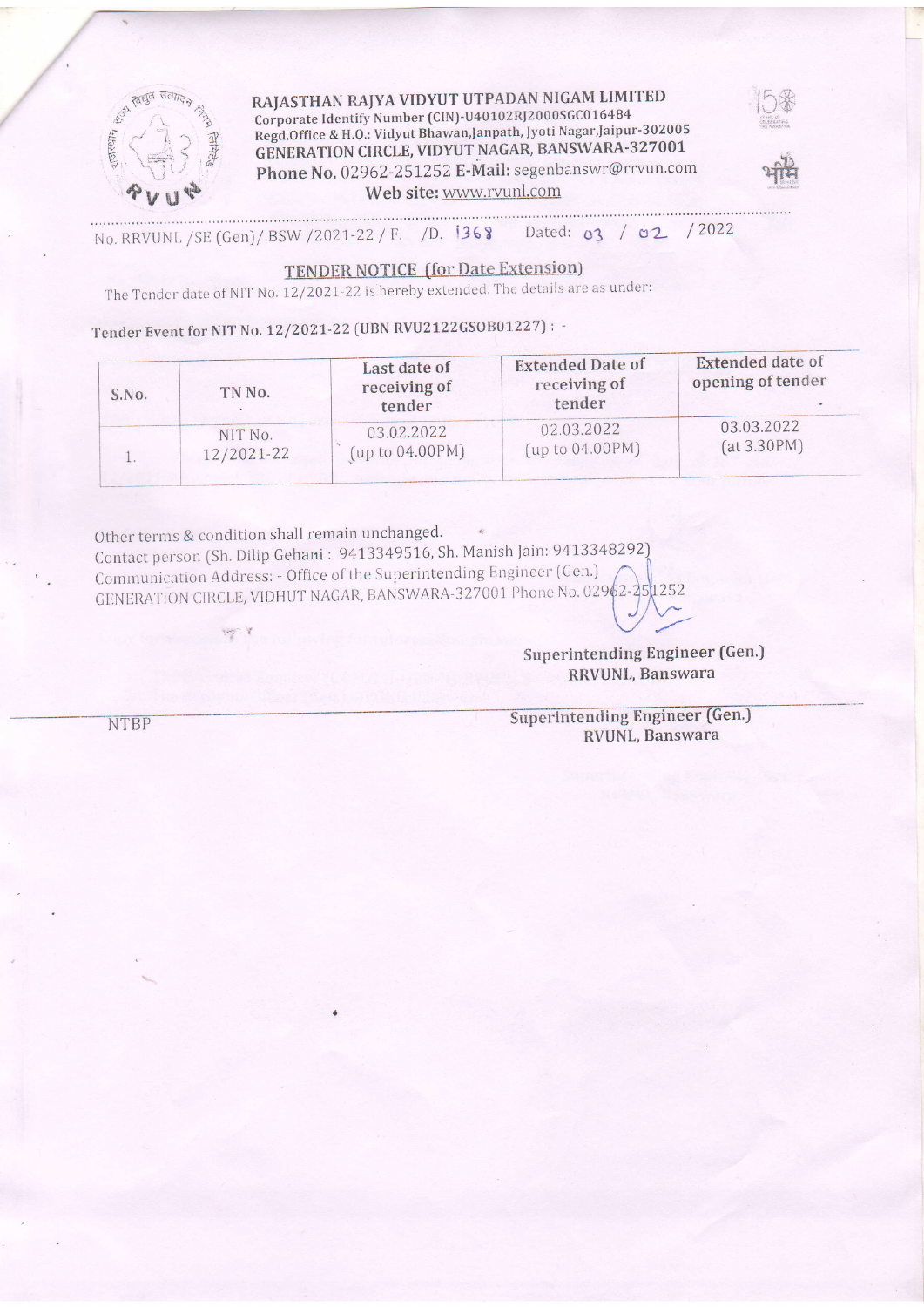**RAJASTHAN RAJYA VIDYUT UTPADAN NIGAM LIMITED**
Corporate Identify Number (CIN)-U40102RJ2000SGC016484
Regd.Office & H.O.: Vidyut Bhawan,Janpath, Jyoti Nagar,Jaipur-302005
**GENERATION CIRCLE, VIDYUT NAGAR, BANSWARA-327001**
**Phone No.** 02962-251252 **E-Mail:** segenbanswr@rrvun.com
**Web site:** www.rvunl.com

No. RRVUNL /SE (Gen)/ BSW /2021-22 / F. /D. 1368 Dated: 03 / 02 / 2022

## TENDER NOTICE (for Date Extension)

The Tender date of NIT No. 12/2021-22 is hereby extended. The details are as under:

Tender Event for NIT No. 12/2021-22 (UBN RVU2122GSOB01227) : -

| S.No. | TN No. | Last date of receiving of tender | Extended Date of receiving of tender | Extended date of opening of tender |
|---|---|---|---|---|
| 1. | NIT No. 12/2021-22 | 03.02.2022 (up to 04.00PM) | 02.03.2022 (up to 04.00PM) | 03.03.2022 (at 3.30PM) |

Other terms & condition shall remain unchanged.
Contact person (Sh. Dilip Gehani : 9413349516, Sh. Manish Jain: 9413348292)
Communication Address: - Office of the Superintending Engineer (Gen.)
GENERATION CIRCLE, VIDHUT NAGAR, BANSWARA-327001 Phone No. 02962-251252

**Superintending Engineer (Gen.)**
**RRVUNL, Banswara**

NTBP

**Superintending Engineer (Gen.)**
**RVUNL, Banswara**